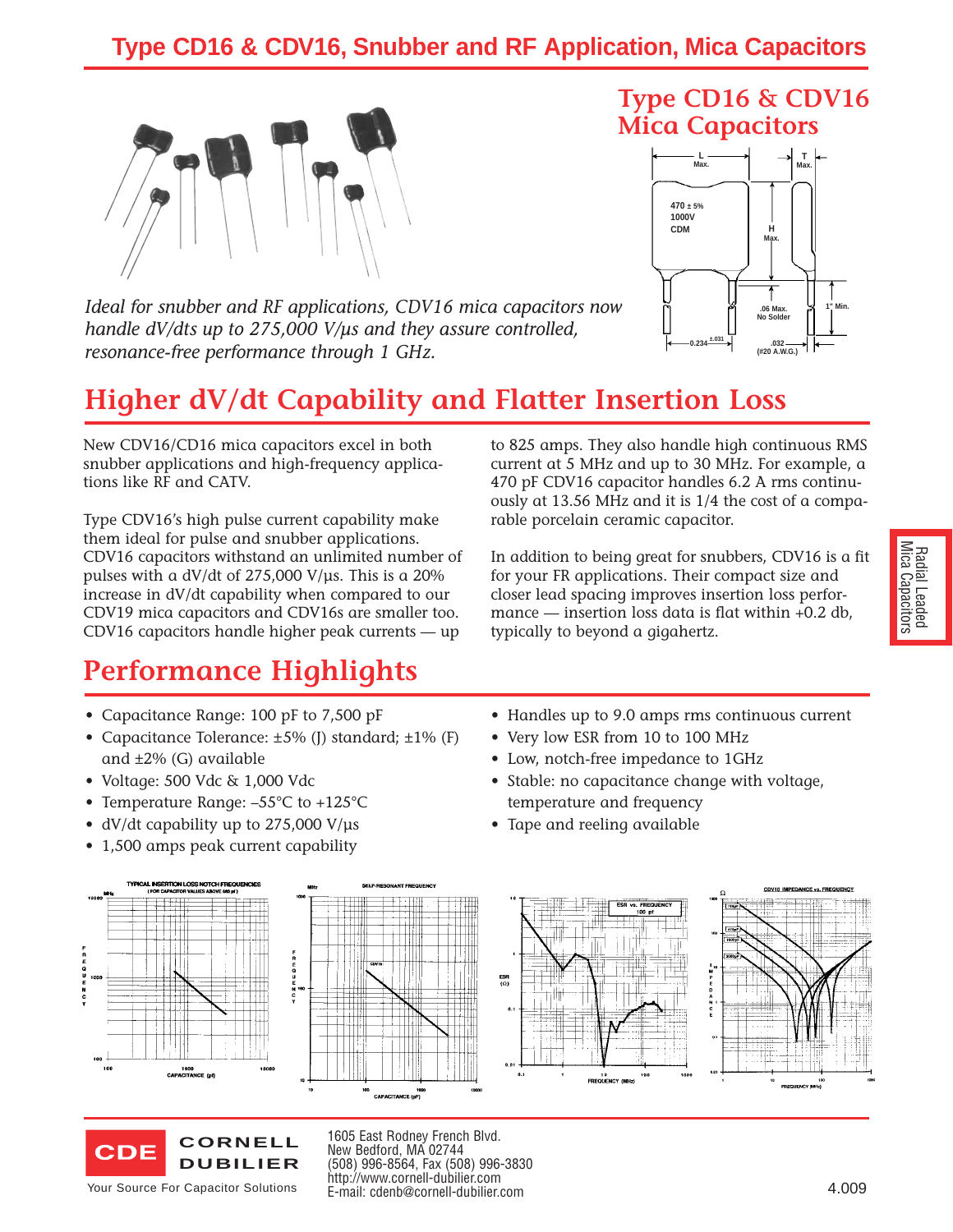# Type CD16 & CDV16, Snubber and RF Application, Mica Capacitors

## Type CD16 & CDV16 Mica Capacitors

*Ideal for snubber and RF applications, CDV16 mica capacitors now handle dV/dts up to 275,000 V/µs and they assure controlled, resonance-free performance through 1 GHz.*

L Max. — T Max. — H Max.

470 ± 5%
1000V
CDM

.06 Max. No Solder — 1" Min. — 0.234 ±.031 — .032 (#20 A.W.G.)

## Higher dV/dt Capability and Flatter Insertion Loss

New CDV16/CD16 mica capacitors excel in both snubber applications and high-frequency applications like RF and CATV.

Type CDV16's high pulse current capability make them ideal for pulse and snubber applications. CDV16 capacitors withstand an unlimited number of pulses with a dV/dt of 275,000 V/µs. This is a 20% increase in dV/dt capability when compared to our CDV19 mica capacitors and CDV16s are smaller too. CDV16 capacitors handle higher peak currents — up to 825 amps. They also handle high continuous RMS current at 5 MHz and up to 30 MHz. For example, a 470 pF CDV16 capacitor handles 6.2 A rms continuously at 13.56 MHz and it is 1/4 the cost of a comparable porcelain ceramic capacitor.

In addition to being great for snubbers, CDV16 is a fit for your FR applications. Their compact size and closer lead spacing improves insertion loss performance — insertion loss data is flat within +0.2 db, typically to beyond a gigahertz.

## Performance Highlights

- Capacitance Range: 100 pF to 7,500 pF
- Capacitance Tolerance: ±5% (J) standard; ±1% (F) and ±2% (G) available
- Voltage: 500 Vdc & 1,000 Vdc
- Temperature Range: –55°C to +125°C
- dV/dt capability up to 275,000 V/µs
- 1,500 amps peak current capability
- Handles up to 9.0 amps rms continuous current
- Very low ESR from 10 to 100 MHz
- Low, notch-free impedance to 1GHz
- Stable: no capacitance change with voltage, temperature and frequency
- Tape and reeling available

TYPICAL INSERTION LOSS NOTCH FREQUENCIES (FOR CAPACITOR VALUES ABOVE 680 pF)

SELF-RESONANT FREQUENCY

ESR vs. FREQUENCY 100 pF

CDV16 IMPEDANCE vs. FREQUENCY

CDE CORNELL DUBILIER
Your Source For Capacitor Solutions

1605 East Rodney French Blvd.
New Bedford, MA 02744
(508) 996-8564, Fax (508) 996-3830
http://www.cornell-dubilier.com
E-mail: cdenb@cornell-dubilier.com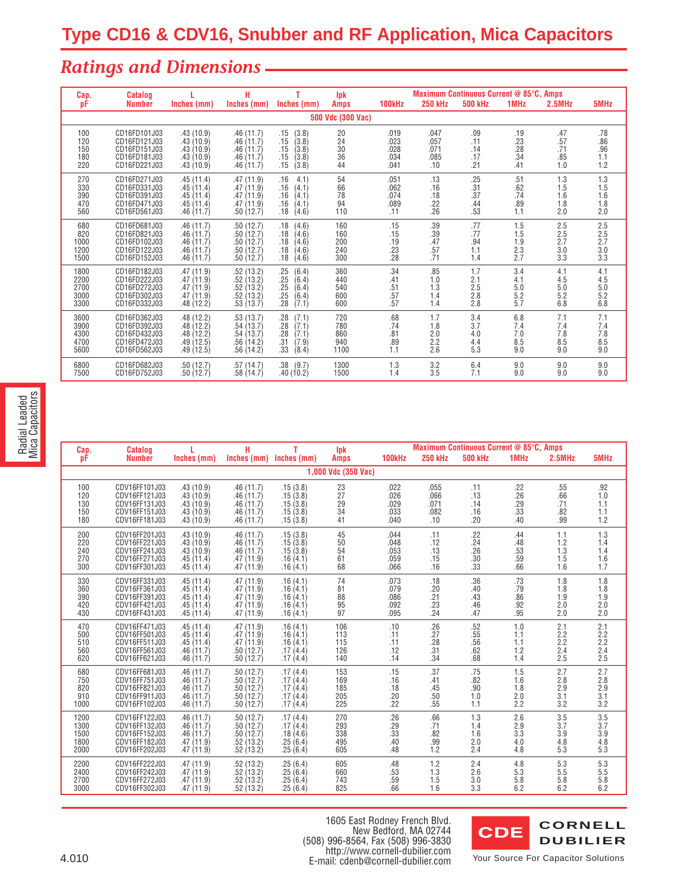# Type CD16 & CDV16, Snubber and RF Application, Mica Capacitors

## *Ratings and Dimensions*

| Cap. pF | Catalog Number | L Inches (mm) | H Inches (mm) | T Inches (mm) | Ipk Amps | Maximum Continuous Current @ 85°C, Amps 100kHz | 250 kHz | 500 kHz | 1MHz | 2.5MHz | 5MHz |
|---|---|---|---|---|---|---|---|---|---|---|---|
| **500 Vdc (300 Vac)** | | | | | | | | | | | |
| 100 | CD16FD101J03 | .43 (10.9) | .46 (11.7) | .15 (3.8) | 20 | .019 | .047 | .09 | .19 | .47 | .78 |
| 120 | CD16FD121J03 | .43 (10.9) | .46 (11.7) | .15 (3.8) | 24 | .023 | .057 | .11 | .23 | .57 | .86 |
| 150 | CD16FD151J03 | .43 (10.9) | .46 (11.7) | .15 (3.8) | 30 | .028 | .071 | .14 | .28 | .71 | .96 |
| 180 | CD16FD181J03 | .43 (10.9) | .46 (11.7) | .15 (3.8) | 36 | .034 | .085 | .17 | .34 | .85 | 1.1 |
| 220 | CD16FD221J03 | .43 (10.9) | .46 (11.7) | .15 (3.8) | 44 | .041 | .10 | .21 | .41 | 1.0 | 1.2 |
| 270 | CD16FD271J03 | .45 (11.4) | .47 (11.9) | .16 (4.1) | 54 | .051 | .13 | .25 | .51 | 1.3 | 1.3 |
| 330 | CD16FD331J03 | .45 (11.4) | .47 (11.9) | .16 (4.1) | 66 | .062 | .16 | .31 | .62 | 1.5 | 1.5 |
| 390 | CD16FD391J03 | .45 (11.4) | .47 (11.9) | .16 (4.1) | 78 | .074 | .18 | .37 | .74 | 1.6 | 1.6 |
| 470 | CD16FD471J03 | .45 (11.4) | .47 (11.9) | .16 (4.1) | 94 | .089 | .22 | .44 | .89 | 1.8 | 1.8 |
| 560 | CD16FD561J03 | .46 (11.7) | .50 (12.7) | .18 (4.6) | 110 | .11 | .26 | .53 | 1.1 | 2.0 | 2.0 |
| 680 | CD16FD681J03 | .46 (11.7) | .50 (12.7) | .18 (4.6) | 160 | .15 | .39 | .77 | 1.5 | 2.5 | 2.5 |
| 820 | CD16FD821J03 | .46 (11.7) | .50 (12.7) | .18 (4.6) | 160 | .15 | .39 | .77 | 1.5 | 2.5 | 2.5 |
| 1000 | CD16FD102J03 | .46 (11.7) | .50 (12.7) | .18 (4.6) | 200 | .19 | .47 | .94 | 1.9 | 2.7 | 2.7 |
| 1200 | CD16FD122J03 | .46 (11.7) | .50 (12.7) | .18 (4.6) | 240 | .23 | .57 | 1.1 | 2.3 | 3.0 | 3.0 |
| 1500 | CD16FD152J03 | .46 (11.7) | .50 (12.7) | .18 (4.6) | 300 | .28 | .71 | 1.4 | 2.7 | 3.3 | 3.3 |
| 1800 | CD16FD182J03 | .47 (11.9) | .52 (13.2) | .25 (6.4) | 360 | .34 | .85 | 1.7 | 3.4 | 4.1 | 4.1 |
| 2200 | CD16FD222J03 | .47 (11.9) | .52 (13.2) | .25 (6.4) | 440 | .41 | 1.0 | 2.1 | 4.1 | 4.5 | 4.5 |
| 2700 | CD16FD272J03 | .47 (11.9) | .52 (13.2) | .25 (6.4) | 540 | .51 | 1.3 | 2.5 | 5.0 | 5.0 | 5.0 |
| 3000 | CD16FD302J03 | .47 (11.9) | .52 (13.2) | .25 (6.4) | 600 | .57 | 1.4 | 2.8 | 5.2 | 5.2 | 5.2 |
| 3300 | CD16FD332J03 | .48 (12.2) | .53 (13.7) | .28 (7.1) | 600 | .57 | 1.4 | 2.8 | 5.7 | 6.8 | 6.8 |
| 3600 | CD16FD362J03 | .48 (12.2) | .53 (13.7) | .28 (7.1) | 720 | .68 | 1.7 | 3.4 | 6.8 | 7.1 | 7.1 |
| 3900 | CD16FD392J03 | .48 (12.2) | .54 (13.7) | .28 (7.1) | 780 | .74 | 1.8 | 3.7 | 7.4 | 7.4 | 7.4 |
| 4300 | CD16FD432J03 | .48 (12.2) | .54 (13.7) | .28 (7.1) | 860 | .81 | 2.0 | 4.0 | 7.0 | 7.8 | 7.8 |
| 4700 | CD16FD472J03 | .49 (12.5) | .56 (14.2) | .31 (7.9) | 940 | .89 | 2.2 | 4.4 | 8.5 | 8.5 | 8.5 |
| 5600 | CD16FD562J03 | .49 (12.5) | .56 (14.2) | .33 (8.4) | 1100 | 1.1 | 2.6 | 5.3 | 9.0 | 9.0 | 9.0 |
| 6800 | CD16FD682J03 | .50 (12.7) | .57 (14.7) | .38 (9.7) | 1300 | 1.3 | 3.2 | 6.4 | 9.0 | 9.0 | 9.0 |
| 7500 | CD16FD752J03 | .50 (12.7) | .58 (14.7) | .40 (10.2) | 1500 | 1.4 | 3.5 | 7.1 | 9.0 | 9.0 | 9.0 |

| Cap. pF | Catalog Number | L Inches (mm) | H Inches (mm) | T Inches (mm) | Ipk Amps | Maximum Continuous Current @ 85°C, Amps 100kHz | 250 kHz | 500 kHz | 1MHz | 2.5MHz | 5MHz |
|---|---|---|---|---|---|---|---|---|---|---|---|
| **1,000 Vdc (350 Vac)** | | | | | | | | | | | |
| 100 | CDV16FF101J03 | .43 (10.9) | .46 (11.7) | .15 (3.8) | 23 | .022 | .055 | .11 | .22 | .55 | .92 |
| 120 | CDV16FF121J03 | .43 (10.9) | .46 (11.7) | .15 (3.8) | 27 | .026 | .066 | .13 | .26 | .66 | 1.0 |
| 130 | CDV16FF131J03 | .43 (10.9) | .46 (11.7) | .15 (3.8) | 29 | .029 | .071 | .14 | .29 | .71 | 1.1 |
| 150 | CDV16FF151J03 | .43 (10.9) | .46 (11.7) | .15 (3.8) | 34 | .033 | .082 | .16 | .33 | .82 | 1.1 |
| 180 | CDV16FF181J03 | .43 (10.9) | .46 (11.7) | .15 (3.8) | 41 | .040 | .10 | .20 | .40 | .99 | 1.2 |
| 200 | CDV16FF201J03 | .43 (10.9) | .46 (11.7) | .15 (3.8) | 45 | .044 | .11 | .22 | .44 | 1.1 | 1.3 |
| 220 | CDV16FF221J03 | .43 (10.9) | .46 (11.7) | .15 (3.8) | 50 | .048 | .12 | .24 | .48 | 1.2 | 1.4 |
| 240 | CDV16FF241J03 | .43 (10.9) | .46 (11.7) | .15 (3.8) | 54 | .053 | .13 | .26 | .53 | 1.3 | 1.4 |
| 270 | CDV16FF271J03 | .45 (11.4) | .47 (11.9) | .16 (4.1) | 61 | .059 | .15 | .30 | .59 | 1.5 | 1.6 |
| 300 | CDV16FF301J03 | .45 (11.4) | .47 (11.9) | .16 (4.1) | 68 | .066 | .16 | .33 | .66 | 1.6 | 1.7 |
| 330 | CDV16FF331J03 | .45 (11.4) | .47 (11.9) | .16 (4.1) | 74 | .073 | .18 | .36 | .73 | 1.8 | 1.8 |
| 360 | CDV16FF361J03 | .45 (11.4) | .47 (11.9) | .16 (4.1) | 81 | .079 | .20 | .40 | .79 | 1.8 | 1.8 |
| 390 | CDV16FF391J03 | .45 (11.4) | .47 (11.9) | .16 (4.1) | 88 | .086 | .21 | .43 | .86 | 1.9 | 1.9 |
| 420 | CDV16FF421J03 | .45 (11.4) | .47 (11.9) | .16 (4.1) | 95 | .092 | .23 | .46 | .92 | 2.0 | 2.0 |
| 430 | CDV16FF431J03 | .45 (11.4) | .47 (11.9) | .16 (4.1) | 97 | .095 | .24 | .47 | .95 | 2.0 | 2.0 |
| 470 | CDV16FF471J03 | .45 (11.4) | .47 (11.9) | .16 (4.1) | 106 | .10 | .26 | .52 | 1.0 | 2.1 | 2.1 |
| 500 | CDV16FF501J03 | .45 (11.4) | .47 (11.9) | .16 (4.1) | 113 | .11 | .27 | .55 | 1.1 | 2.2 | 2.2 |
| 510 | CDV16FF511J03 | .45 (11.4) | .47 (11.9) | .16 (4.1) | 115 | .11 | .28 | .56 | 1.1 | 2.2 | 2.2 |
| 560 | CDV16FF561J03 | .46 (11.7) | .50 (12.7) | .17 (4.4) | 126 | .12 | .31 | .62 | 1.2 | 2.4 | 2.4 |
| 620 | CDV16FF621J03 | .46 (11.7) | .50 (12.7) | .17 (4.4) | 140 | .14 | .34 | .68 | 1.4 | 2.5 | 2.5 |
| 680 | CDV16FF681J03 | .46 (11.7) | .50 (12.7) | .17 (4.4) | 153 | .15 | .37 | .75 | 1.5 | 2.7 | 2.7 |
| 750 | CDV16FF751J03 | .46 (11.7) | .50 (12.7) | .17 (4.4) | 169 | .16 | .41 | .82 | 1.6 | 2.8 | 2.8 |
| 820 | CDV16FF821J03 | .46 (11.7) | .50 (12.7) | .17 (4.4) | 185 | .18 | .45 | .90 | 1.8 | 2.9 | 2.9 |
| 910 | CDV16FF911J03 | .46 (11.7) | .50 (12.7) | .17 (4.4) | 205 | .20 | .50 | 1.0 | 2.0 | 3.1 | 3.1 |
| 1000 | CDV16FF102J03 | .46 (11.7) | .50 (12.7) | .17 (4.4) | 225 | .22 | .55 | 1.1 | 2.2 | 3.2 | 3.2 |
| 1200 | CDV16FF122J03 | .46 (11.7) | .50 (12.7) | .17 (4.4) | 270 | .26 | .66 | 1.3 | 2.6 | 3.5 | 3.5 |
| 1300 | CDV16FF132J03 | .46 (11.7) | .50 (12.7) | .17 (4.4) | 293 | .29 | .71 | 1.4 | 2.9 | 3.7 | 3.7 |
| 1500 | CDV16FF152J03 | .46 (11.7) | .50 (12.7) | .18 (4.6) | 338 | .33 | .82 | 1.6 | 3.3 | 3.9 | 3.9 |
| 1800 | CDV16FF182J03 | .47 (11.9) | .52 (13.2) | .25 (6.4) | 495 | .40 | .99 | 2.0 | 4.0 | 4.8 | 4.8 |
| 2000 | CDV16FF202J03 | .47 (11.9) | .52 (13.2) | .25 (6.4) | 605 | .48 | 1.2 | 2.4 | 4.8 | 5.3 | 5.3 |
| 2200 | CDV16FF222J03 | .47 (11.9) | .52 (13.2) | .25 (6.4) | 605 | .48 | 1.2 | 2.4 | 4.8 | 5.3 | 5.3 |
| 2400 | CDV16FF242J03 | .47 (11.9) | .52 (13.2) | .25 (6.4) | 660 | .53 | 1.3 | 2.6 | 5.3 | 5.5 | 5.5 |
| 2700 | CDV16FF272J03 | .47 (11.9) | .52 (13.2) | .25 (6.4) | 743 | .59 | 1.5 | 3.0 | 5.8 | 5.8 | 5.8 |
| 3000 | CDV16FF302J03 | .47 (11.9) | .52 (13.2) | .25 (6.4) | 825 | .66 | 1.6 | 3.3 | 6.2 | 6.2 | 6.2 |

1605 East Rodney French Blvd.
New Bedford, MA 02744
(508) 996-8564, Fax (508) 996-3830
http://www.cornell-dubilier.com
E-mail: cdenb@cornell-dubilier.com

CDE CORNELL DUBILIER
Your Source For Capacitor Solutions